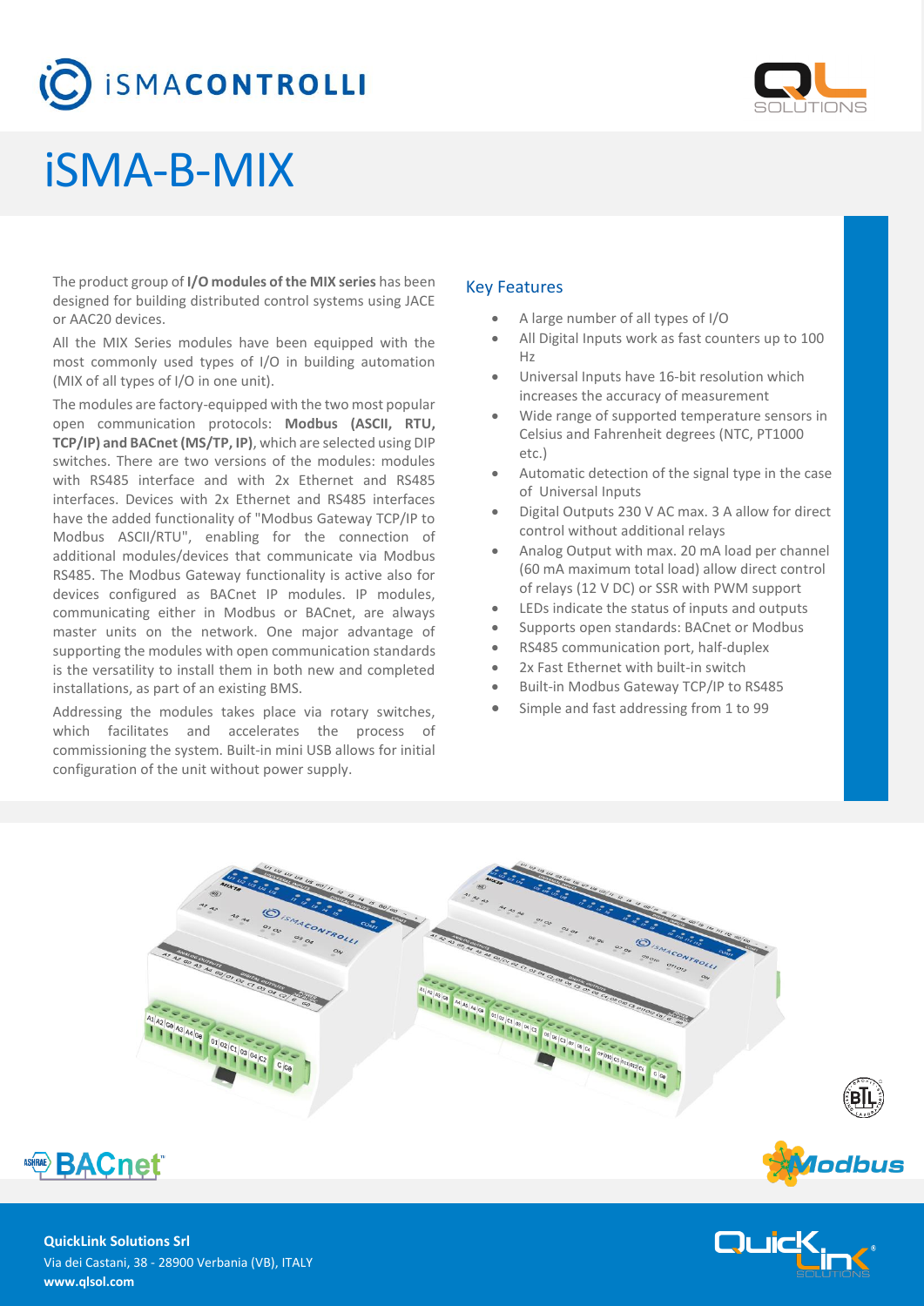# iSMA-B-MIX

The product group of **I/O modules of the MIX series** has been designed for building distributed control systems using JACE or AAC20 devices.

All the MIX Series modules have been equipped with the most commonly used types of I/O in building automation (MIX of all types of I/O in one unit).

The modules are factory-equipped with the two most popular open communication protocols: **Modbus (ASCII, RTU, TCP/IP) and BACnet (MS/TP, IP)**, which are selected using DIP switches. There are two versions of the modules: modules with RS485 interface and with 2x Ethernet and RS485 interfaces. Devices with 2x Ethernet and RS485 interfaces have the added functionality of "Modbus Gateway TCP/IP to Modbus ASCII/RTU", enabling for the connection of additional modules/devices that communicate via Modbus RS485. The Modbus Gateway functionality is active also for devices configured as BACnet IP modules. IP modules, communicating either in Modbus or BACnet, are always master units on the network. One major advantage of supporting the modules with open communication standards is the versatility to install them in both new and completed installations, as part of an existing BMS.

Addressing the modules takes place via rotary switches, which facilitates and accelerates the process of commissioning the system. Built-in mini USB allows for initial configuration of the unit without power supply.

## Key Features

- A large number of all types of I/O
- All Digital Inputs work as fast counters up to 100 Hz
- Universal Inputs have 16-bit resolution which increases the accuracy of measurement
- Wide range of supported temperature sensors in Celsius and Fahrenheit degrees (NTC, PT1000 etc.)
- Automatic detection of the signal type in the case of Universal Inputs
- Digital Outputs 230 V AC max. 3 A allow for direct control without additional relays
- Analog Output with max. 20 mA load per channel (60 mA maximum total load) allow direct control of relays (12 V DC) or SSR with PWM support
- LEDs indicate the status of inputs and outputs
- Supports open standards: BACnet or Modbus
- RS485 communication port, half-duplex
- 2x Fast Ethernet with built-in switch
- Built-in Modbus Gateway TCP/IP to RS485
- Simple and fast addressing from 1 to 99

**QuickLink Solutions Srl**
Via dei Castani, 38 - 28900 Verbania (VB), ITALY
**www.qlsol.com**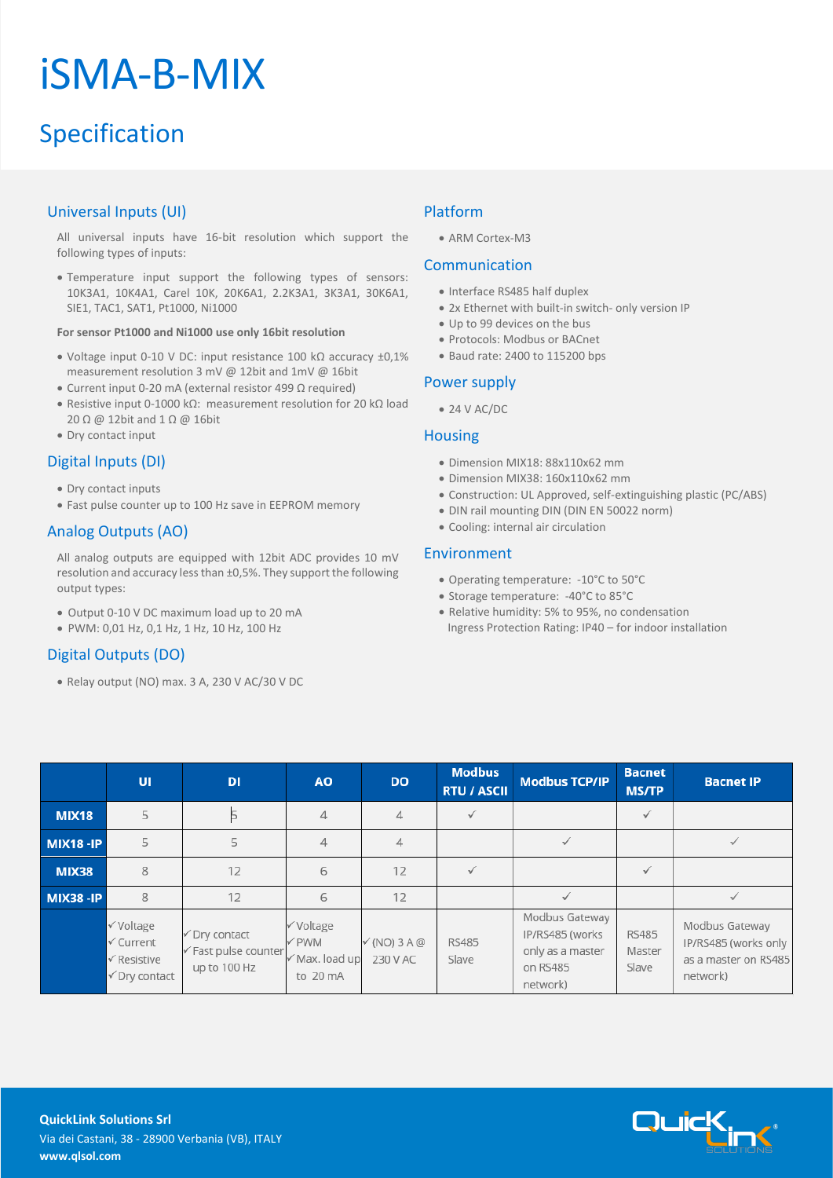# iSMA-B-MIX

## Specification

### Universal Inputs (UI)

All universal inputs have 16-bit resolution which support the following types of inputs:

- Temperature input support the following types of sensors: 10K3A1, 10K4A1, Carel 10K, 20K6A1, 2.2K3A1, 3K3A1, 30K6A1, SIE1, TAC1, SAT1, Pt1000, Ni1000

**For sensor Pt1000 and Ni1000 use only 16bit resolution**

- Voltage input 0-10 V DC: input resistance 100 kΩ accuracy ±0,1% measurement resolution 3 mV @ 12bit and 1mV @ 16bit
- Current input 0-20 mA (external resistor 499 Ω required)
- Resistive input 0-1000 kΩ: measurement resolution for 20 kΩ load 20 Ω @ 12bit and 1 Ω @ 16bit
- Dry contact input

### Digital Inputs (DI)

- Dry contact inputs
- Fast pulse counter up to 100 Hz save in EEPROM memory

### Analog Outputs (AO)

All analog outputs are equipped with 12bit ADC provides 10 mV resolution and accuracy less than ±0,5%. They support the following output types:

- Output 0-10 V DC maximum load up to 20 mA
- PWM: 0,01 Hz, 0,1 Hz, 1 Hz, 10 Hz, 100 Hz

### Digital Outputs (DO)

- Relay output (NO) max. 3 A, 230 V AC/30 V DC

### Platform

- ARM Cortex-M3

### Communication

- Interface RS485 half duplex
- 2x Ethernet with built-in switch- only version IP
- Up to 99 devices on the bus
- Protocols: Modbus or BACnet
- Baud rate: 2400 to 115200 bps

### Power supply

- 24 V AC/DC

### Housing

- Dimension MIX18: 88x110x62 mm
- Dimension MIX38: 160x110x62 mm
- Construction: UL Approved, self-extinguishing plastic (PC/ABS)
- DIN rail mounting DIN (DIN EN 50022 norm)
- Cooling: internal air circulation

### Environment

- Operating temperature: -10°C to 50°C
- Storage temperature: -40°C to 85°C
- Relative humidity: 5% to 95%, no condensation

Ingress Protection Rating: IP40 – for indoor installation

| | UI | DI | AO | DO | Modbus RTU / ASCII | Modbus TCP/IP | Bacnet MS/TP | Bacnet IP |
|---|---|---|---|---|---|---|---|---|
| **MIX18** | 5 | 5 | 4 | 4 | ✓ | | ✓ | |
| **MIX18 -IP** | 5 | 5 | 4 | 4 | | ✓ | | ✓ |
| **MIX38** | 8 | 12 | 6 | 12 | ✓ | | ✓ | |
| **MIX38 -IP** | 8 | 12 | 6 | 12 | | ✓ | | ✓ |
| | ✓Voltage ✓Current ✓Resistive ✓Dry contact | ✓Dry contact ✓Fast pulse counter up to 100 Hz | ✓Voltage ✓PWM ✓Max. load up to 20 mA | ✓(NO) 3 A @ 230 V AC | RS485 Slave | Modbus Gateway IP/RS485 (works only as a master on RS485 network) | RS485 Master Slave | Modbus Gateway IP/RS485 (works only as a master on RS485 network) |

**QuickLink Solutions Srl**
Via dei Castani, 38 - 28900 Verbania (VB), ITALY
**www.qlsol.com**